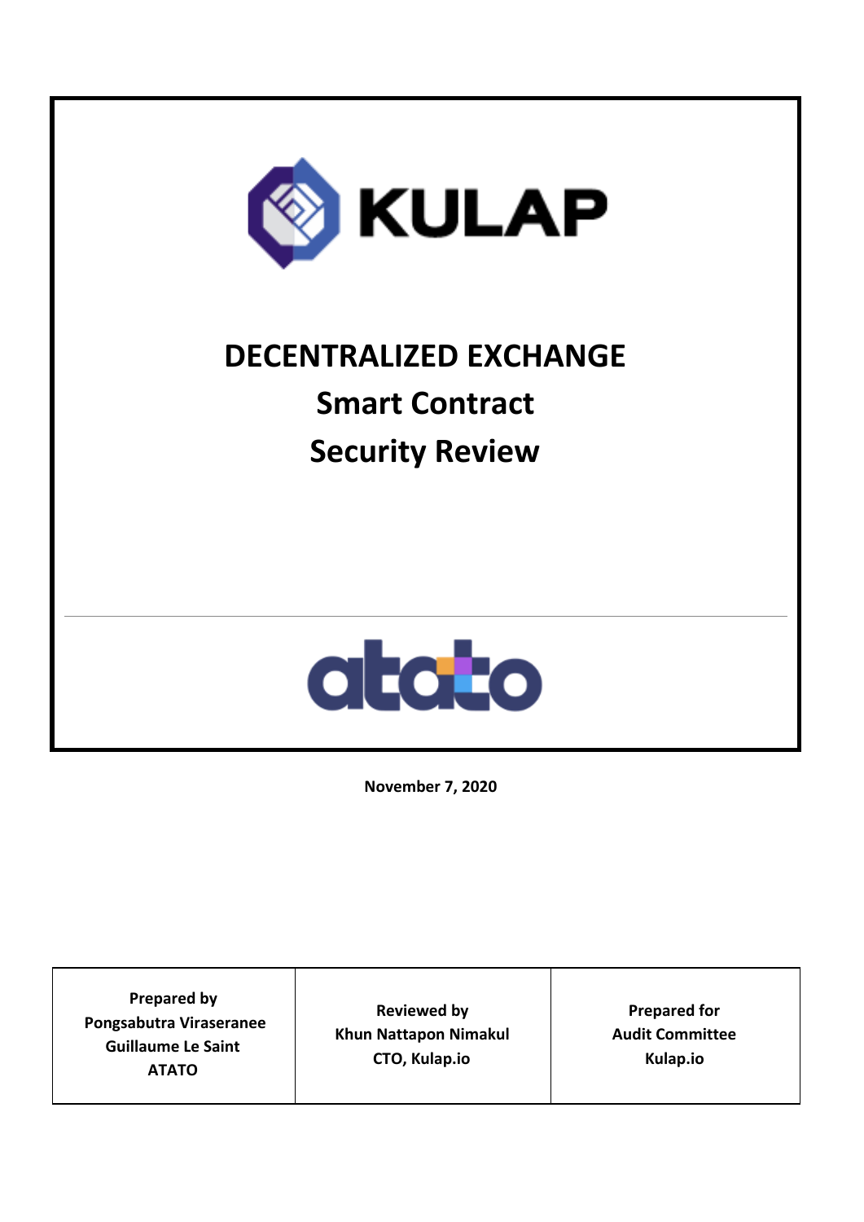KULAP

# DECENTRALIZED EXCHANGE
# Smart Contract
# Security Review

atato

**November 7, 2020**

| Prepared by<br>Pongsabutra Viraseranee<br>Guillaume Le Saint<br>ATATO | Reviewed by<br>Khun Nattapon Nimakul<br>CTO, Kulap.io | Prepared for<br>Audit Committee<br>Kulap.io |
|---|---|---|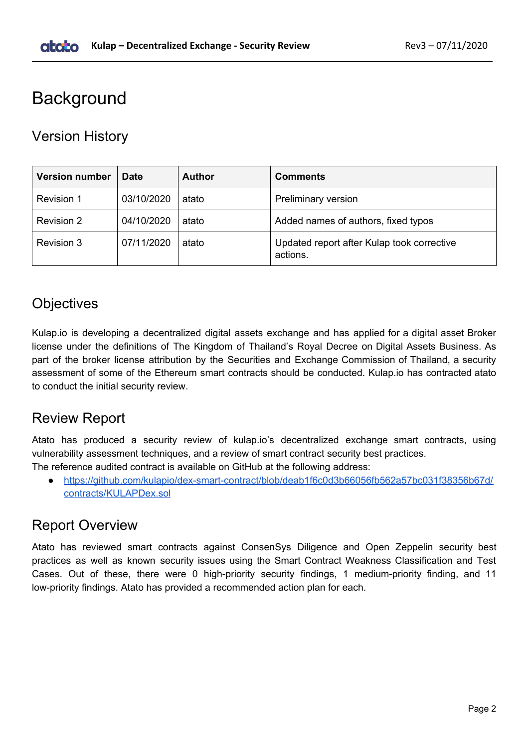# Background

## Version History

| Version number | Date | Author | Comments |
|---|---|---|---|
| Revision 1 | 03/10/2020 | atato | Preliminary version |
| Revision 2 | 04/10/2020 | atato | Added names of authors, fixed typos |
| Revision 3 | 07/11/2020 | atato | Updated report after Kulap took corrective actions. |

## Objectives

Kulap.io is developing a decentralized digital assets exchange and has applied for a digital asset Broker license under the definitions of The Kingdom of Thailand's Royal Decree on Digital Assets Business. As part of the broker license attribution by the Securities and Exchange Commission of Thailand, a security assessment of some of the Ethereum smart contracts should be conducted. Kulap.io has contracted atato to conduct the initial security review.

## Review Report

Atato has produced a security review of kulap.io's decentralized exchange smart contracts, using vulnerability assessment techniques, and a review of smart contract security best practices.
The reference audited contract is available on GitHub at the following address:

- https://github.com/kulapio/dex-smart-contract/blob/deab1f6c0d3b66056fb562a57bc031f38356b67d/contracts/KULAPDex.sol

## Report Overview

Atato has reviewed smart contracts against ConsenSys Diligence and Open Zeppelin security best practices as well as known security issues using the Smart Contract Weakness Classification and Test Cases. Out of these, there were 0 high-priority security findings, 1 medium-priority finding, and 11 low-priority findings. Atato has provided a recommended action plan for each.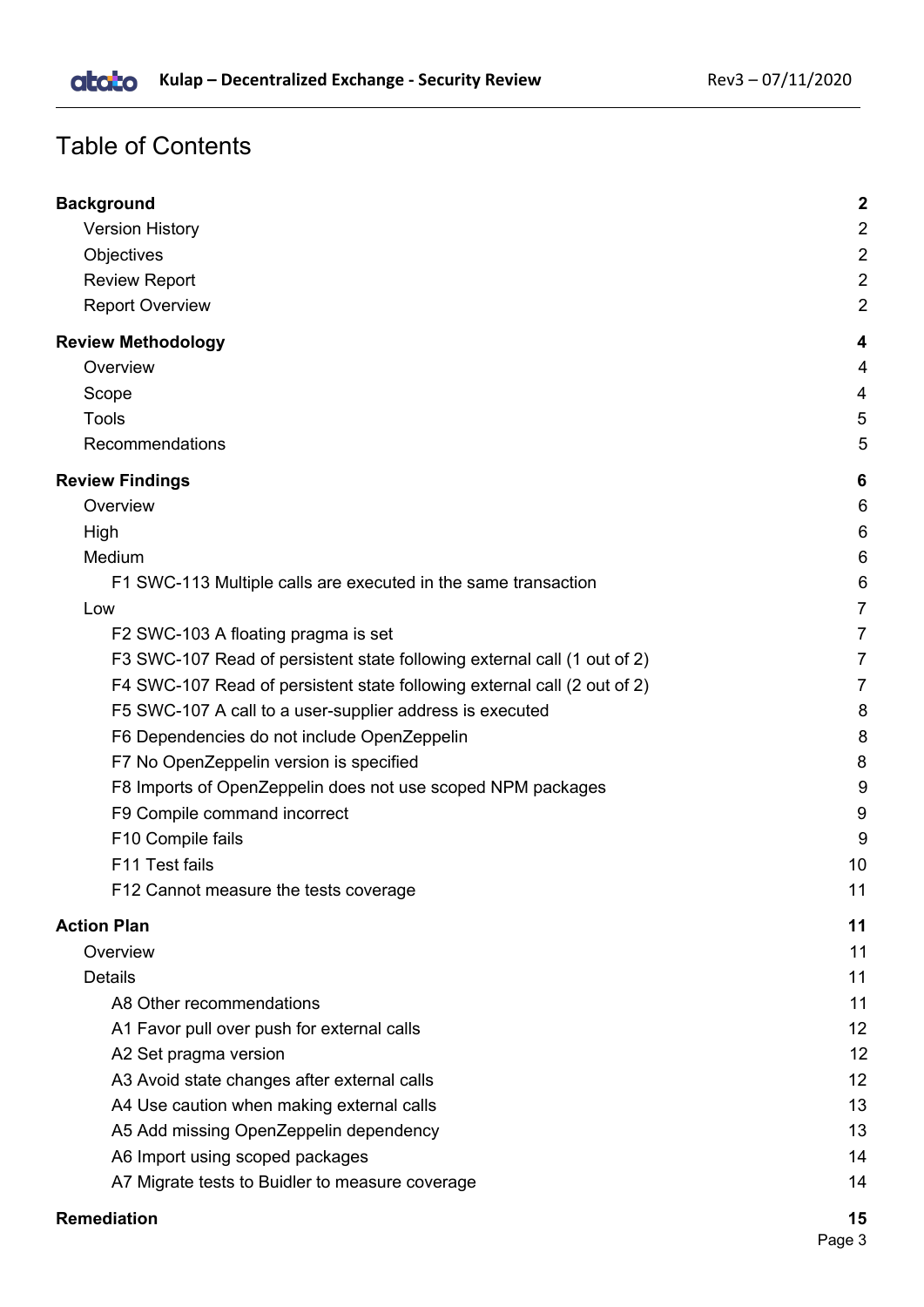# Table of Contents

- **Background** — 2
  - Version History — 2
  - Objectives — 2
  - Review Report — 2
  - Report Overview — 2
- **Review Methodology** — 4
  - Overview — 4
  - Scope — 4
  - Tools — 5
  - Recommendations — 5
- **Review Findings** — 6
  - Overview — 6
  - High — 6
  - Medium — 6
    - F1 SWC-113 Multiple calls are executed in the same transaction — 6
  - Low — 7
    - F2 SWC-103 A floating pragma is set — 7
    - F3 SWC-107 Read of persistent state following external call (1 out of 2) — 7
    - F4 SWC-107 Read of persistent state following external call (2 out of 2) — 7
    - F5 SWC-107 A call to a user-supplier address is executed — 8
    - F6 Dependencies do not include OpenZeppelin — 8
    - F7 No OpenZeppelin version is specified — 8
    - F8 Imports of OpenZeppelin does not use scoped NPM packages — 9
    - F9 Compile command incorrect — 9
    - F10 Compile fails — 9
    - F11 Test fails — 10
    - F12 Cannot measure the tests coverage — 11
- **Action Plan** — 11
  - Overview — 11
  - Details — 11
    - A8 Other recommendations — 11
    - A1 Favor pull over push for external calls — 12
    - A2 Set pragma version — 12
    - A3 Avoid state changes after external calls — 12
    - A4 Use caution when making external calls — 13
    - A5 Add missing OpenZeppelin dependency — 13
    - A6 Import using scoped packages — 14
    - A7 Migrate tests to Buidler to measure coverage — 14
- **Remediation** — 15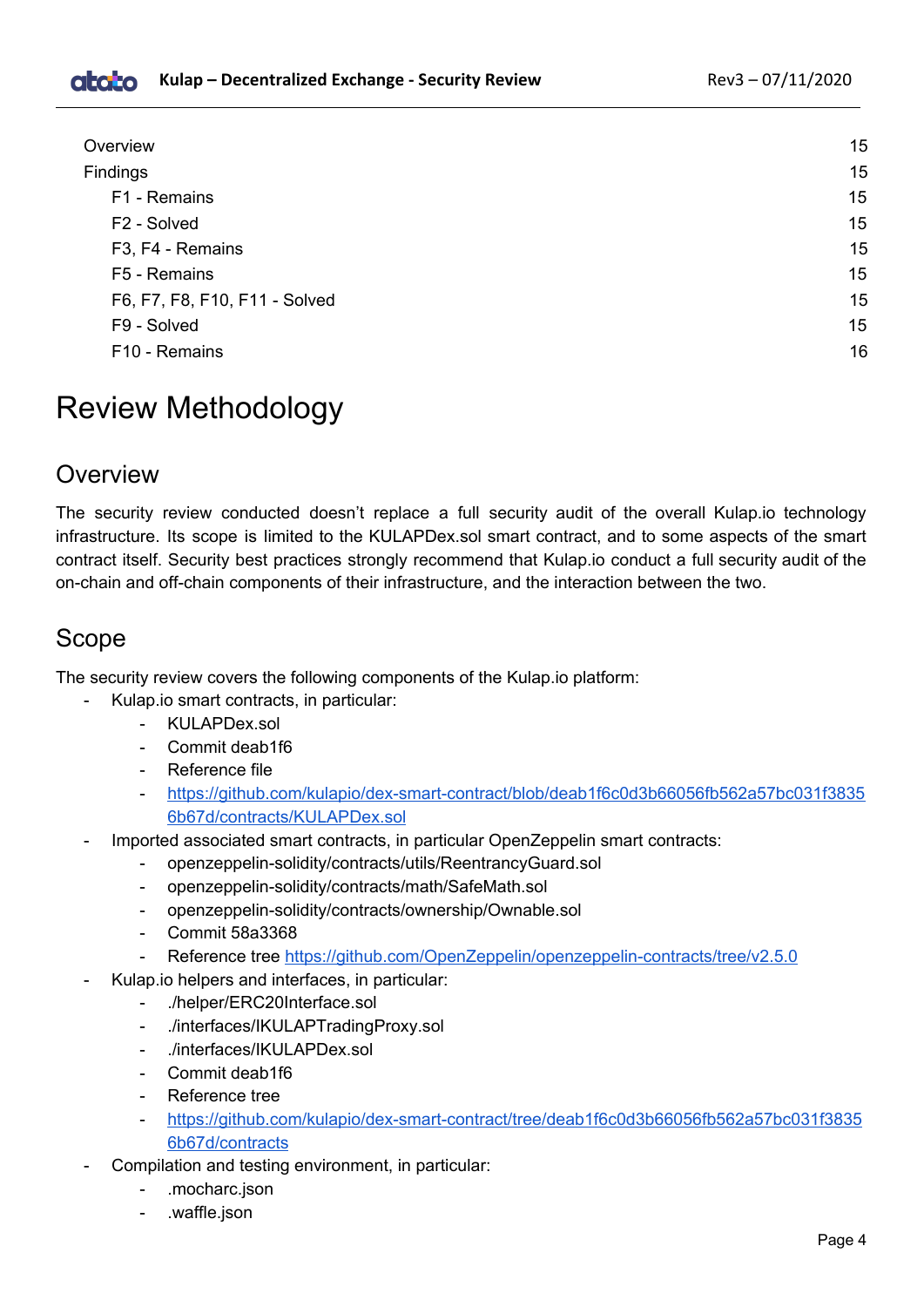| | |
|---|---|
| Overview | 15 |
| Findings | 15 |
| F1 - Remains | 15 |
| F2 - Solved | 15 |
| F3, F4 - Remains | 15 |
| F5 - Remains | 15 |
| F6, F7, F8, F10, F11 - Solved | 15 |
| F9 - Solved | 15 |
| F10 - Remains | 16 |

# Review Methodology

## Overview

The security review conducted doesn't replace a full security audit of the overall Kulap.io technology infrastructure. Its scope is limited to the KULAPDex.sol smart contract, and to some aspects of the smart contract itself. Security best practices strongly recommend that Kulap.io conduct a full security audit of the on-chain and off-chain components of their infrastructure, and the interaction between the two.

## Scope

The security review covers the following components of the Kulap.io platform:

- Kulap.io smart contracts, in particular:
  - KULAPDex.sol
  - Commit deab1f6
  - Reference file
  - https://github.com/kulapio/dex-smart-contract/blob/deab1f6c0d3b66056fb562a57bc031f38356b67d/contracts/KULAPDex.sol
- Imported associated smart contracts, in particular OpenZeppelin smart contracts:
  - openzeppelin-solidity/contracts/utils/ReentrancyGuard.sol
  - openzeppelin-solidity/contracts/math/SafeMath.sol
  - openzeppelin-solidity/contracts/ownership/Ownable.sol
  - Commit 58a3368
  - Reference tree https://github.com/OpenZeppelin/openzeppelin-contracts/tree/v2.5.0
- Kulap.io helpers and interfaces, in particular:
  - ./helper/ERC20Interface.sol
  - ./interfaces/IKULAPTradingProxy.sol
  - ./interfaces/IKULAPDex.sol
  - Commit deab1f6
  - Reference tree
  - https://github.com/kulapio/dex-smart-contract/tree/deab1f6c0d3b66056fb562a57bc031f38356b67d/contracts
- Compilation and testing environment, in particular:
  - .mocharc.json
  - .waffle.json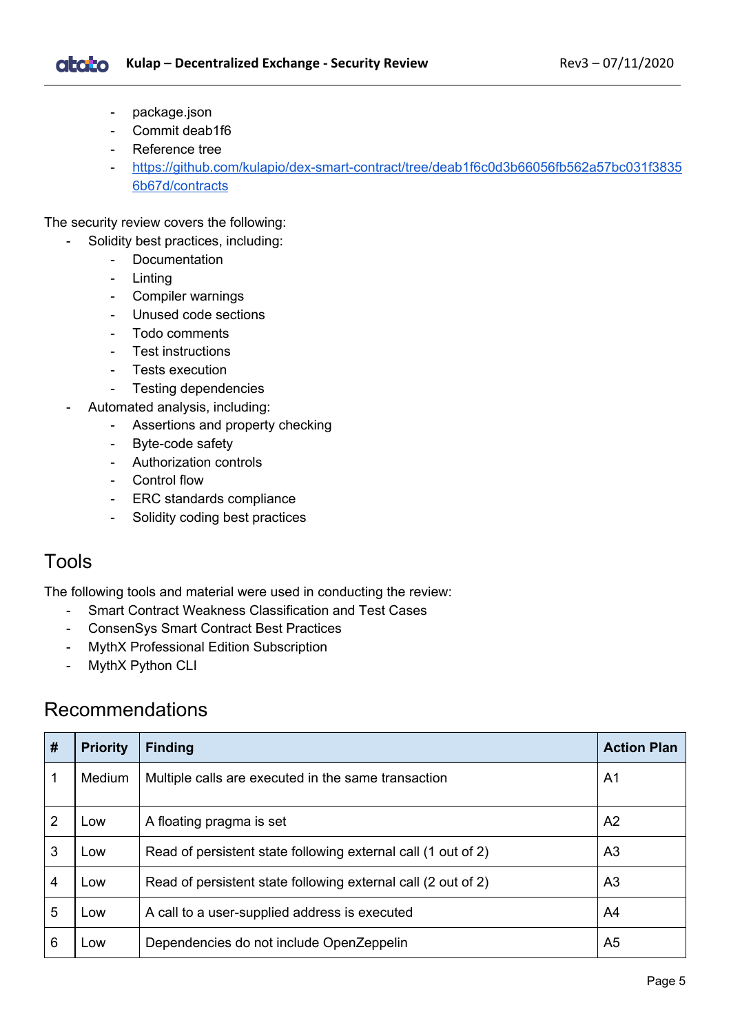- package.json
- Commit deab1f6
- Reference tree
- https://github.com/kulapio/dex-smart-contract/tree/deab1f6c0d3b66056fb562a57bc031f38356b67d/contracts

The security review covers the following:

- Solidity best practices, including:
  - Documentation
  - Linting
  - Compiler warnings
  - Unused code sections
  - Todo comments
  - Test instructions
  - Tests execution
  - Testing dependencies
- Automated analysis, including:
  - Assertions and property checking
  - Byte-code safety
  - Authorization controls
  - Control flow
  - ERC standards compliance
  - Solidity coding best practices

## Tools

The following tools and material were used in conducting the review:

- Smart Contract Weakness Classification and Test Cases
- ConsenSys Smart Contract Best Practices
- MythX Professional Edition Subscription
- MythX Python CLI

## Recommendations

| # | Priority | Finding | Action Plan |
|---|---|---|---|
| 1 | Medium | Multiple calls are executed in the same transaction | A1 |
| 2 | Low | A floating pragma is set | A2 |
| 3 | Low | Read of persistent state following external call (1 out of 2) | A3 |
| 4 | Low | Read of persistent state following external call (2 out of 2) | A3 |
| 5 | Low | A call to a user-supplied address is executed | A4 |
| 6 | Low | Dependencies do not include OpenZeppelin | A5 |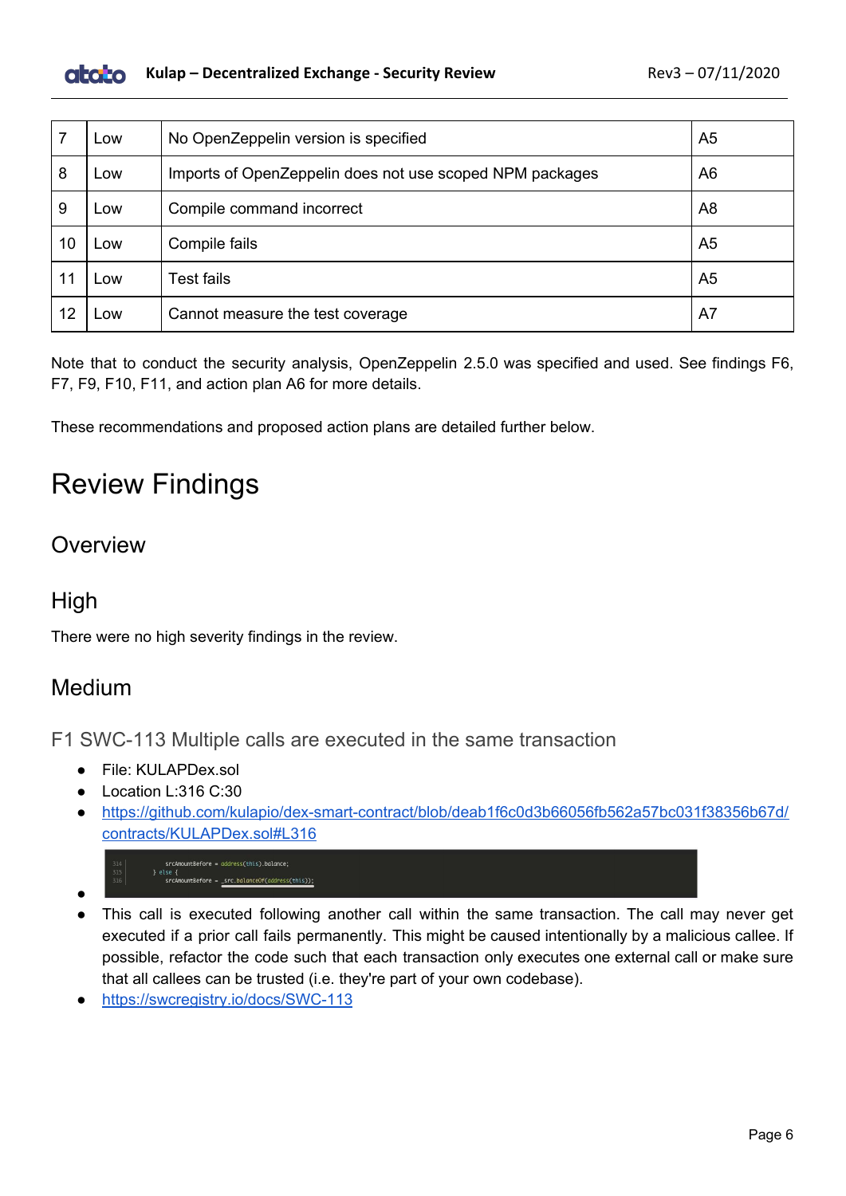| 7 | Low | No OpenZeppelin version is specified | A5 |
|---|---|---|---|
| 8 | Low | Imports of OpenZeppelin does not use scoped NPM packages | A6 |
| 9 | Low | Compile command incorrect | A8 |
| 10 | Low | Compile fails | A5 |
| 11 | Low | Test fails | A5 |
| 12 | Low | Cannot measure the test coverage | A7 |

Note that to conduct the security analysis, OpenZeppelin 2.5.0 was specified and used. See findings F6, F7, F9, F10, F11, and action plan A6 for more details.

These recommendations and proposed action plans are detailed further below.

# Review Findings

## Overview

## High

There were no high severity findings in the review.

## Medium

### F1 SWC-113 Multiple calls are executed in the same transaction

- File: KULAPDex.sol
- Location L:316 C:30
- https://github.com/kulapio/dex-smart-contract/blob/deab1f6c0d3b66056fb562a57bc031f38356b67d/contracts/KULAPDex.sol#L316
- 
```
314          srcAmountBefore = address(this).balance;
315      } else {
316          srcAmountBefore = _src.balanceOf(address(this));
```
- This call is executed following another call within the same transaction. The call may never get executed if a prior call fails permanently. This might be caused intentionally by a malicious callee. If possible, refactor the code such that each transaction only executes one external call or make sure that all callees can be trusted (i.e. they're part of your own codebase).
- https://swcregistry.io/docs/SWC-113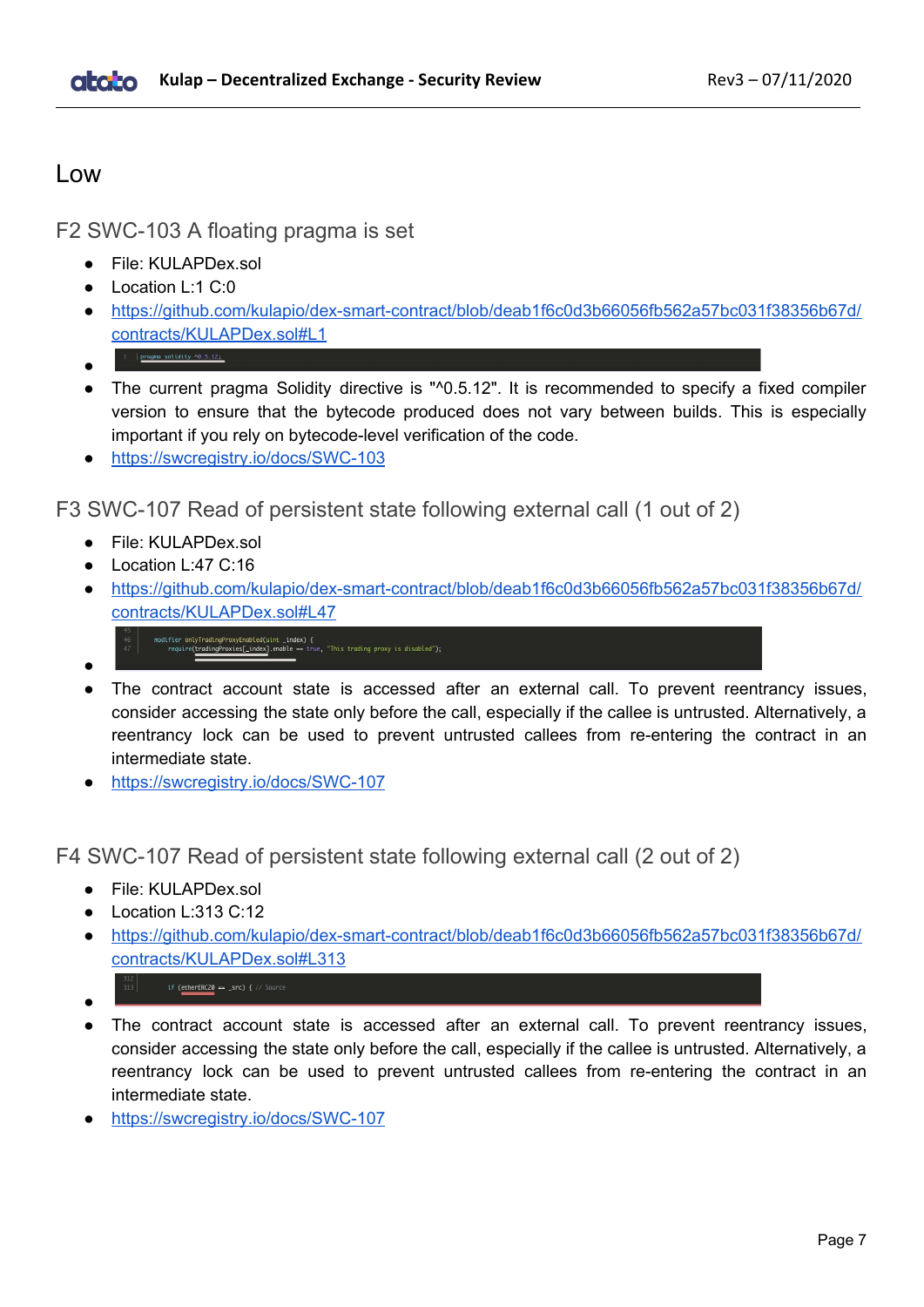# Low

## F2 SWC-103 A floating pragma is set

- File: KULAPDex.sol
- Location L:1 C:0
- https://github.com/kulapio/dex-smart-contract/blob/deab1f6c0d3b66056fb562a57bc031f38356b67d/contracts/KULAPDex.sol#L1
- ```
  1  pragma solidity ^0.5.12;
  ```
- The current pragma Solidity directive is "^0.5.12". It is recommended to specify a fixed compiler version to ensure that the bytecode produced does not vary between builds. This is especially important if you rely on bytecode-level verification of the code.
- https://swcregistry.io/docs/SWC-103

## F3 SWC-107 Read of persistent state following external call (1 out of 2)

- File: KULAPDex.sol
- Location L:47 C:16
- https://github.com/kulapio/dex-smart-contract/blob/deab1f6c0d3b66056fb562a57bc031f38356b67d/contracts/KULAPDex.sol#L47
- ```
  45
  46      modifier onlyTradingProxyEnabled(uint _index) {
  47          require(tradingProxies[_index].enable == true, "This trading proxy is disabled");
  ```
- The contract account state is accessed after an external call. To prevent reentrancy issues, consider accessing the state only before the call, especially if the callee is untrusted. Alternatively, a reentrancy lock can be used to prevent untrusted callees from re-entering the contract in an intermediate state.
- https://swcregistry.io/docs/SWC-107

## F4 SWC-107 Read of persistent state following external call (2 out of 2)

- File: KULAPDex.sol
- Location L:313 C:12
- https://github.com/kulapio/dex-smart-contract/blob/deab1f6c0d3b66056fb562a57bc031f38356b67d/contracts/KULAPDex.sol#L313
- ```
  312
  313         if (etherERC20 == _src) { // Source
  ```
- The contract account state is accessed after an external call. To prevent reentrancy issues, consider accessing the state only before the call, especially if the callee is untrusted. Alternatively, a reentrancy lock can be used to prevent untrusted callees from re-entering the contract in an intermediate state.
- https://swcregistry.io/docs/SWC-107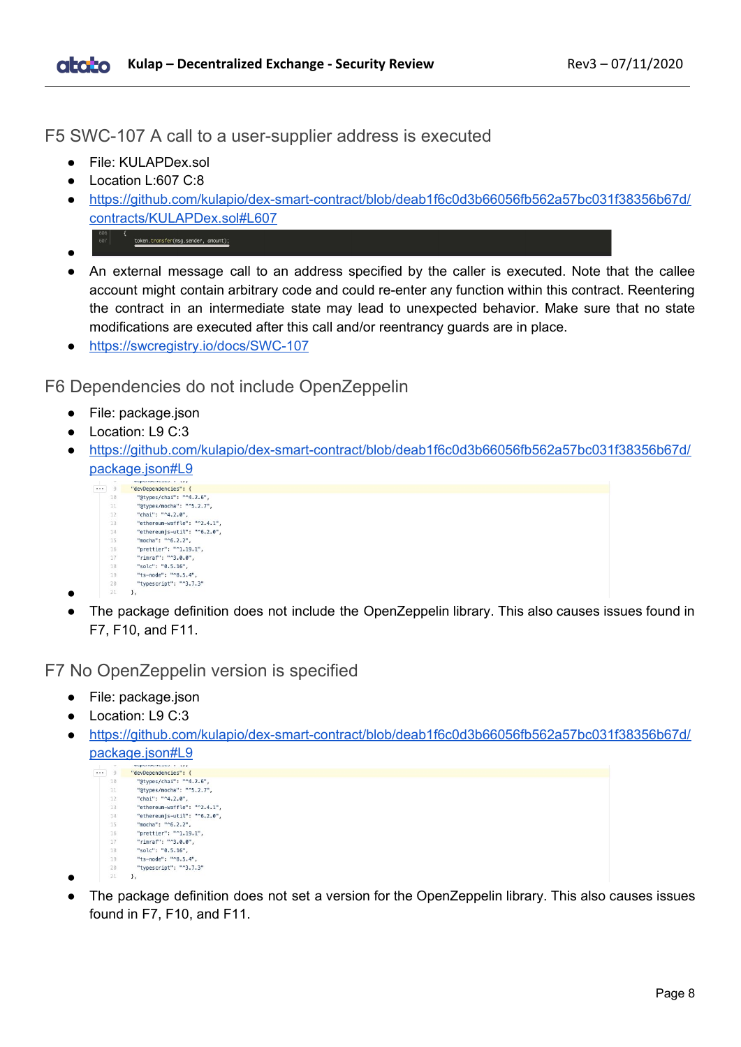## F5 SWC-107 A call to a user-supplier address is executed

- File: KULAPDex.sol
- Location L:607 C:8
- [https://github.com/kulapio/dex-smart-contract/blob/deab1f6c0d3b66056fb562a57bc031f38356b67d/contracts/KULAPDex.sol#L607](https://github.com/kulapio/dex-smart-contract/blob/deab1f6c0d3b66056fb562a57bc031f38356b67d/contracts/KULAPDex.sol#L607)
- 

```
606    {
607      token.transfer(msg.sender, amount);
```

- An external message call to an address specified by the caller is executed. Note that the callee account might contain arbitrary code and could re-enter any function within this contract. Reentering the contract in an intermediate state may lead to unexpected behavior. Make sure that no state modifications are executed after this call and/or reentrancy guards are in place.
- [https://swcregistry.io/docs/SWC-107](https://swcregistry.io/docs/SWC-107)

## F6 Dependencies do not include OpenZeppelin

- File: package.json
- Location: L9 C:3
- [https://github.com/kulapio/dex-smart-contract/blob/deab1f6c0d3b66056fb562a57bc031f38356b67d/package.json#L9](https://github.com/kulapio/dex-smart-contract/blob/deab1f6c0d3b66056fb562a57bc031f38356b67d/package.json#L9)
- 

```
9    "devDependencies": {
10     "@types/chai": "^4.2.6",
11     "@types/mocha": "^5.2.7",
12     "chai": "^4.2.0",
13     "ethereum-waffle": "^2.4.1",
14     "ethereumjs-util": "^6.2.0",
15     "mocha": "^6.2.2",
16     "prettier": "^1.19.1",
17     "rimraf": "^3.0.0",
18     "solc": "0.5.16",
19     "ts-node": "^8.5.4",
20     "typescript": "^3.7.3"
21   },
```

- The package definition does not include the OpenZeppelin library. This also causes issues found in F7, F10, and F11.

## F7 No OpenZeppelin version is specified

- File: package.json
- Location: L9 C:3
- [https://github.com/kulapio/dex-smart-contract/blob/deab1f6c0d3b66056fb562a57bc031f38356b67d/package.json#L9](https://github.com/kulapio/dex-smart-contract/blob/deab1f6c0d3b66056fb562a57bc031f38356b67d/package.json#L9)
- 

```
9    "devDependencies": {
10     "@types/chai": "^4.2.6",
11     "@types/mocha": "^5.2.7",
12     "chai": "^4.2.0",
13     "ethereum-waffle": "^2.4.1",
14     "ethereumjs-util": "^6.2.0",
15     "mocha": "^6.2.2",
16     "prettier": "^1.19.1",
17     "rimraf": "^3.0.0",
18     "solc": "0.5.16",
19     "ts-node": "^8.5.4",
20     "typescript": "^3.7.3"
21   },
```

- The package definition does not set a version for the OpenZeppelin library. This also causes issues found in F7, F10, and F11.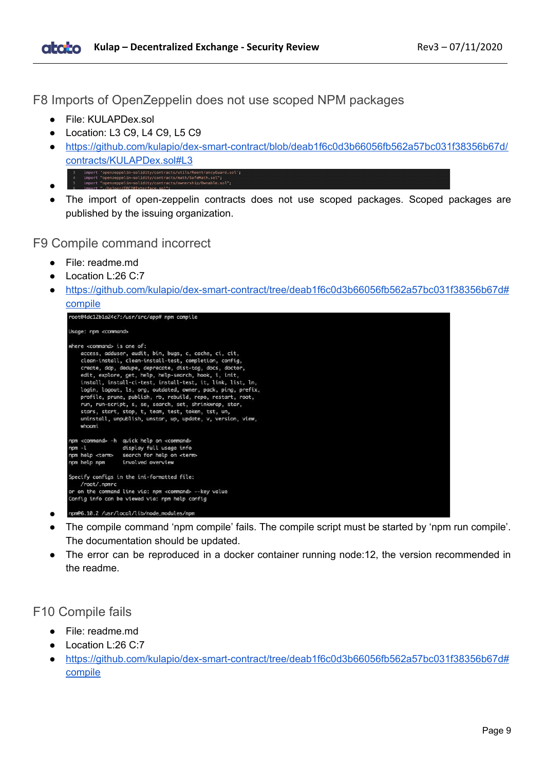## F8 Imports of OpenZeppelin does not use scoped NPM packages

- File: KULAPDex.sol
- Location: L3 C9, L4 C9, L5 C9
- [https://github.com/kulapio/dex-smart-contract/blob/deab1f6c0d3b66056fb562a57bc031f38356b67d/contracts/KULAPDex.sol#L3](https://github.com/kulapio/dex-smart-contract/blob/deab1f6c0d3b66056fb562a57bc031f38356b67d/contracts/KULAPDex.sol#L3)
- 

```
3    import 'openzeppelin-solidity/contracts/utils/ReentrancyGuard.sol';
4    import "openzeppelin-solidity/contracts/math/SafeMath.sol";
5    import "openzeppelin-solidity/contracts/ownership/Ownable.sol";
6    import "./helper/ERC20Interface.sol";
```

- The import of open-zeppelin contracts does not use scoped packages. Scoped packages are published by the issuing organization.

## F9 Compile command incorrect

- File: readme.md
- Location L:26 C:7
- [https://github.com/kulapio/dex-smart-contract/tree/deab1f6c0d3b66056fb562a57bc031f38356b67d#compile](https://github.com/kulapio/dex-smart-contract/tree/deab1f6c0d3b66056fb562a57bc031f38356b67d#compile)
- 

```
root@4dc12b1a24c7:/usr/src/app# npm compile

Usage: npm <command>

where <command> is one of:
    access, adduser, audit, bin, bugs, c, cache, ci, cit,
    clean-install, clean-install-test, completion, config,
    create, ddp, dedupe, deprecate, dist-tag, docs, doctor,
    edit, explore, get, help, help-search, hook, i, init,
    install, install-ci-test, install-test, it, link, list, ln,
    login, logout, ls, org, outdated, owner, pack, ping, prefix,
    profile, prune, publish, rb, rebuild, repo, restart, root,
    run, run-script, s, se, search, set, shrinkwrap, star,
    stars, start, stop, t, team, test, token, tst, un,
    uninstall, unpublish, unstar, up, update, v, version, view,
    whoami

npm <command> -h  quick help on <command>
npm -l            display full usage info
npm help <term>   search for help on <term>
npm help npm      involved overview

Specify configs in the ini-formatted file:
    /root/.npmrc
or on the command line via: npm <command> --key value
Config info can be viewed via: npm help config

npm@6.10.2 /usr/local/lib/node_modules/npm
```

- The compile command 'npm compile' fails. The compile script must be started by 'npm run compile'. The documentation should be updated.
- The error can be reproduced in a docker container running node:12, the version recommended in the readme.

## F10 Compile fails

- File: readme.md
- Location L:26 C:7
- [https://github.com/kulapio/dex-smart-contract/tree/deab1f6c0d3b66056fb562a57bc031f38356b67d#compile](https://github.com/kulapio/dex-smart-contract/tree/deab1f6c0d3b66056fb562a57bc031f38356b67d#compile)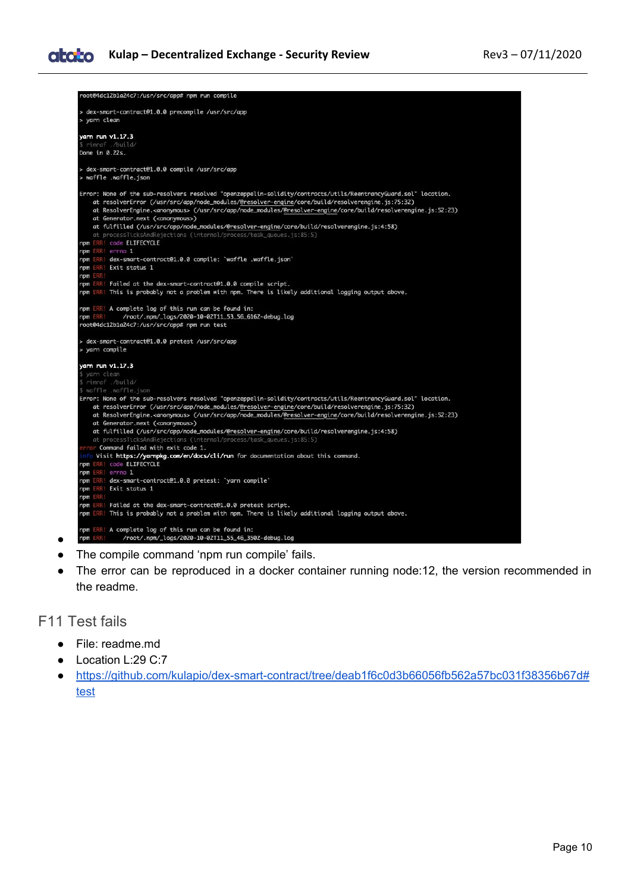```
root@4dc12b1a24c7:/usr/src/app# npm run compile

> dex-smart-contract@1.0.0 precompile /usr/src/app
> yarn clean

yarn run v1.17.3
$ rimraf ./build/
Done in 0.22s.

> dex-smart-contract@1.0.0 compile /usr/src/app
> waffle .waffle.json

Error: None of the sub-resolvers resolved "openzeppelin-solidity/contracts/utils/ReentrancyGuard.sol" location.
    at resolverError (/usr/src/app/node_modules/@resolver-engine/core/build/resolverengine.js:75:32)
    at ResolverEngine.<anonymous> (/usr/src/app/node_modules/@resolver-engine/core/build/resolverengine.js:52:23)
    at Generator.next (<anonymous>)
    at fulfilled (/usr/src/app/node_modules/@resolver-engine/core/build/resolverengine.js:4:58)
    at processTicksAndRejections (internal/process/task_queues.js:85:5)
npm ERR! code ELIFECYCLE
npm ERR! errno 1
npm ERR! dex-smart-contract@1.0.0 compile: `waffle .waffle.json`
npm ERR! Exit status 1
npm ERR!
npm ERR! Failed at the dex-smart-contract@1.0.0 compile script.
npm ERR! This is probably not a problem with npm. There is likely additional logging output above.

npm ERR! A complete log of this run can be found in:
npm ERR!     /root/.npm/_logs/2020-10-02T11_53_56_616Z-debug.log
root@4dc12b1a24c7:/usr/src/app# npm run test

> dex-smart-contract@1.0.0 pretest /usr/src/app
> yarn compile

yarn run v1.17.3
$ yarn clean
$ rimraf ./build/
$ waffle .waffle.json
Error: None of the sub-resolvers resolved "openzeppelin-solidity/contracts/utils/ReentrancyGuard.sol" location.
    at resolverError (/usr/src/app/node_modules/@resolver-engine/core/build/resolverengine.js:75:32)
    at ResolverEngine.<anonymous> (/usr/src/app/node_modules/@resolver-engine/core/build/resolverengine.js:52:23)
    at Generator.next (<anonymous>)
    at fulfilled (/usr/src/app/node_modules/@resolver-engine/core/build/resolverengine.js:4:58)
    at processTicksAndRejections (internal/process/task_queues.js:85:5)
error Command failed with exit code 1.
info Visit https://yarnpkg.com/en/docs/cli/run for documentation about this command.
npm ERR! code ELIFECYCLE
npm ERR! errno 1
npm ERR! dex-smart-contract@1.0.0 pretest: `yarn compile`
npm ERR! Exit status 1
npm ERR!
npm ERR! Failed at the dex-smart-contract@1.0.0 pretest script.
npm ERR! This is probably not a problem with npm. There is likely additional logging output above.

npm ERR! A complete log of this run can be found in:
npm ERR!     /root/.npm/_logs/2020-10-02T11_55_46_350Z-debug.log
```

- The compile command 'npm run compile' fails.
- The error can be reproduced in a docker container running node:12, the version recommended in the readme.

## F11 Test fails

- File: readme.md
- Location L:29 C:7
- [https://github.com/kulapio/dex-smart-contract/tree/deab1f6c0d3b66056fb562a57bc031f38356b67d#test](https://github.com/kulapio/dex-smart-contract/tree/deab1f6c0d3b66056fb562a57bc031f38356b67d#test)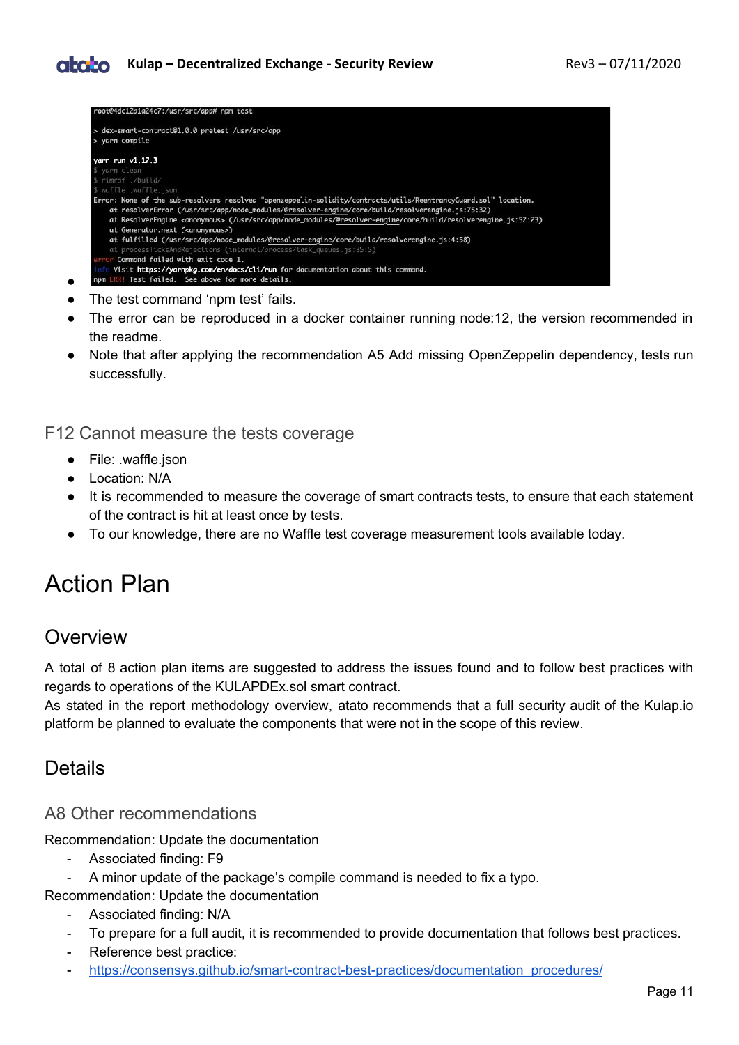```
root@4dc12b1a24c7:/usr/src/app# npm test

> dex-smart-contract@1.0.0 pretest /usr/src/app
> yarn compile

yarn run v1.17.3
$ yarn clean
$ rimraf ./build/
$ waffle .waffle.json
Error: None of the sub-resolvers resolved "openzeppelin-solidity/contracts/utils/ReentrancyGuard.sol" location.
    at resolverError (/usr/src/app/node_modules/@resolver-engine/core/build/resolverengine.js:75:32)
    at ResolverEngine.<anonymous> (/usr/src/app/node_modules/@resolver-engine/core/build/resolverengine.js:52:23)
    at Generator.next (<anonymous>)
    at fulfilled (/usr/src/app/node_modules/@resolver-engine/core/build/resolverengine.js:4:58)
    at processTicksAndRejections (internal/process/task_queues.js:85:5)
error Command failed with exit code 1.
info Visit https://yarnpkg.com/en/docs/cli/run for documentation about this command.
npm ERR! Test failed.  See above for more details.
```

- The test command 'npm test' fails.
- The error can be reproduced in a docker container running node:12, the version recommended in the readme.
- Note that after applying the recommendation A5 Add missing OpenZeppelin dependency, tests run successfully.

### F12 Cannot measure the tests coverage

- File: .waffle.json
- Location: N/A
- It is recommended to measure the coverage of smart contracts tests, to ensure that each statement of the contract is hit at least once by tests.
- To our knowledge, there are no Waffle test coverage measurement tools available today.

# Action Plan

## Overview

A total of 8 action plan items are suggested to address the issues found and to follow best practices with regards to operations of the KULAPDEx.sol smart contract.
As stated in the report methodology overview, atato recommends that a full security audit of the Kulap.io platform be planned to evaluate the components that were not in the scope of this review.

## Details

### A8 Other recommendations

Recommendation: Update the documentation

- Associated finding: F9
- A minor update of the package's compile command is needed to fix a typo.

Recommendation: Update the documentation

- Associated finding: N/A
- To prepare for a full audit, it is recommended to provide documentation that follows best practices.
- Reference best practice:
- https://consensys.github.io/smart-contract-best-practices/documentation_procedures/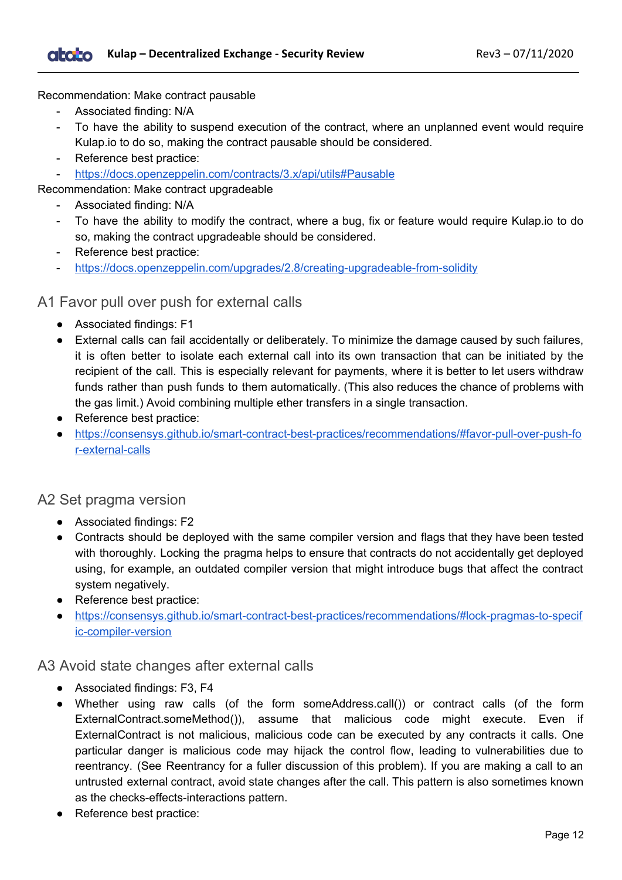Recommendation: Make contract pausable

- Associated finding: N/A
- To have the ability to suspend execution of the contract, where an unplanned event would require Kulap.io to do so, making the contract pausable should be considered.
- Reference best practice:
- https://docs.openzeppelin.com/contracts/3.x/api/utils#Pausable

Recommendation: Make contract upgradeable

- Associated finding: N/A
- To have the ability to modify the contract, where a bug, fix or feature would require Kulap.io to do so, making the contract upgradeable should be considered.
- Reference best practice:
- https://docs.openzeppelin.com/upgrades/2.8/creating-upgradeable-from-solidity

## A1 Favor pull over push for external calls

- Associated findings: F1
- External calls can fail accidentally or deliberately. To minimize the damage caused by such failures, it is often better to isolate each external call into its own transaction that can be initiated by the recipient of the call. This is especially relevant for payments, where it is better to let users withdraw funds rather than push funds to them automatically. (This also reduces the chance of problems with the gas limit.) Avoid combining multiple ether transfers in a single transaction.
- Reference best practice:
- https://consensys.github.io/smart-contract-best-practices/recommendations/#favor-pull-over-push-for-external-calls

## A2 Set pragma version

- Associated findings: F2
- Contracts should be deployed with the same compiler version and flags that they have been tested with thoroughly. Locking the pragma helps to ensure that contracts do not accidentally get deployed using, for example, an outdated compiler version that might introduce bugs that affect the contract system negatively.
- Reference best practice:
- https://consensys.github.io/smart-contract-best-practices/recommendations/#lock-pragmas-to-specific-compiler-version

## A3 Avoid state changes after external calls

- Associated findings: F3, F4
- Whether using raw calls (of the form someAddress.call()) or contract calls (of the form ExternalContract.someMethod()), assume that malicious code might execute. Even if ExternalContract is not malicious, malicious code can be executed by any contracts it calls. One particular danger is malicious code may hijack the control flow, leading to vulnerabilities due to reentrancy. (See Reentrancy for a fuller discussion of this problem). If you are making a call to an untrusted external contract, avoid state changes after the call. This pattern is also sometimes known as the checks-effects-interactions pattern.
- Reference best practice: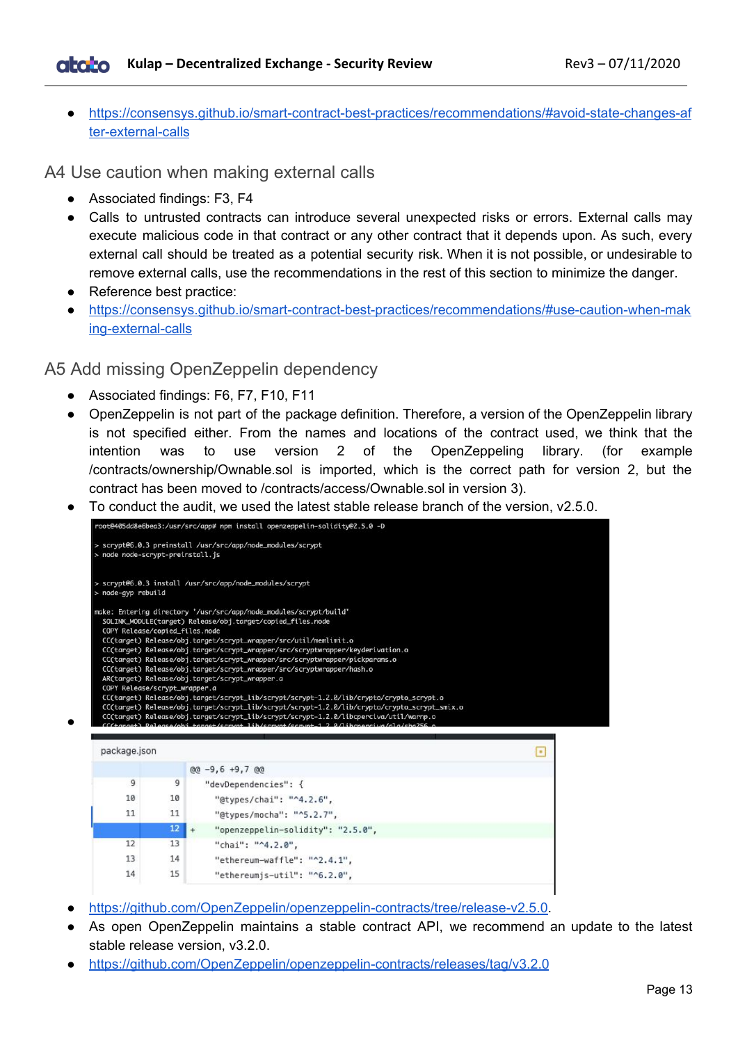- https://consensys.github.io/smart-contract-best-practices/recommendations/#avoid-state-changes-after-external-calls

## A4 Use caution when making external calls

- Associated findings: F3, F4
- Calls to untrusted contracts can introduce several unexpected risks or errors. External calls may execute malicious code in that contract or any other contract that it depends upon. As such, every external call should be treated as a potential security risk. When it is not possible, or undesirable to remove external calls, use the recommendations in the rest of this section to minimize the danger.
- Reference best practice:
- https://consensys.github.io/smart-contract-best-practices/recommendations/#use-caution-when-making-external-calls

## A5 Add missing OpenZeppelin dependency

- Associated findings: F6, F7, F10, F11
- OpenZeppelin is not part of the package definition. Therefore, a version of the OpenZeppelin library is not specified either. From the names and locations of the contract used, we think that the intention was to use version 2 of the OpenZeppeling library. (for example /contracts/ownership/Ownable.sol is imported, which is the correct path for version 2, but the contract has been moved to /contracts/access/Ownable.sol in version 3).
- To conduct the audit, we used the latest stable release branch of the version, v2.5.0.
-

```
root@405dd8e6bea3:/usr/src/app# npm install openzeppelin-solidity@2.5.0 -D

> scrypt@6.0.3 preinstall /usr/src/app/node_modules/scrypt
> node node-scrypt-preinstall.js


> scrypt@6.0.3 install /usr/src/app/node_modules/scrypt
> node-gyp rebuild

make: Entering directory '/usr/src/app/node_modules/scrypt/build'
  SOLINK_MODULE(target) Release/obj.target/copied_files.node
  COPY Release/copied_files.node
  CC(target) Release/obj.target/scrypt_wrapper/src/util/memlimit.o
  CC(target) Release/obj.target/scrypt_wrapper/src/scryptwrapper/keyderivation.o
  CC(target) Release/obj.target/scrypt_wrapper/src/scryptwrapper/pickparams.o
  CC(target) Release/obj.target/scrypt_wrapper/src/scryptwrapper/hash.o
  AR(target) Release/obj.target/scrypt_wrapper.a
  COPY Release/scrypt_wrapper.a
  CC(target) Release/obj.target/scrypt_lib/scrypt/scrypt-1.2.0/lib/crypto/crypto_scrypt.o
  CC(target) Release/obj.target/scrypt_lib/scrypt/scrypt-1.2.0/lib/crypto/crypto_scrypt_smix.o
  CC(target) Release/obj.target/scrypt_lib/scrypt/scrypt-1.2.0/libcperciva/util/warnp.o
```

```
package.json
@@ -9,6 +9,7 @@
 9   9     "devDependencies": {
10  10       "@types/chai": "^4.2.6",
11  11       "@types/mocha": "^5.2.7",
    12 +     "openzeppelin-solidity": "2.5.0",
12  13       "chai": "^4.2.0",
13  14       "ethereum-waffle": "^2.4.1",
14  15       "ethereumjs-util": "^6.2.0",
```

- https://github.com/OpenZeppelin/openzeppelin-contracts/tree/release-v2.5.0.
- As open OpenZeppelin maintains a stable contract API, we recommend an update to the latest stable release version, v3.2.0.
- https://github.com/OpenZeppelin/openzeppelin-contracts/releases/tag/v3.2.0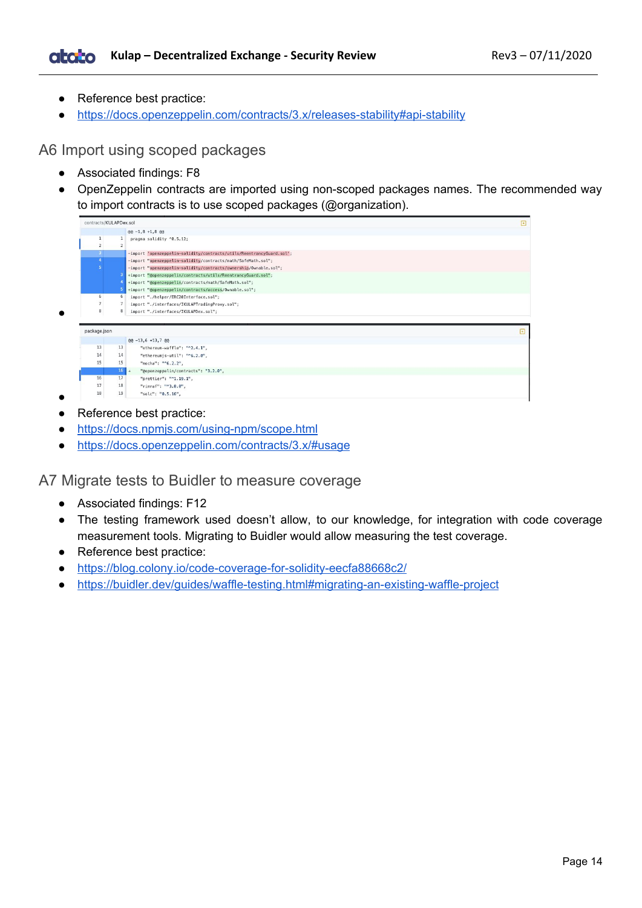- Reference best practice:
- https://docs.openzeppelin.com/contracts/3.x/releases-stability#api-stability

## A6 Import using scoped packages

- Associated findings: F8
- OpenZeppelin contracts are imported using non-scoped packages names. The recommended way to import contracts is to use scoped packages (@organization).
-
```diff
contracts/KULAPDex.sol
@@ -1,8 +1,8 @@
 pragma solidity ^0.5.12;

-import "openzeppelin-solidity/contracts/utils/ReentrancyGuard.sol";
-import "openzeppelin-solidity/contracts/math/SafeMath.sol";
-import "openzeppelin-solidity/contracts/ownership/Ownable.sol";
+import "@openzeppelin/contracts/utils/ReentrancyGuard.sol";
+import "@openzeppelin/contracts/math/SafeMath.sol";
+import "@openzeppelin/contracts/access/Ownable.sol";
 import "./helper/ERC20Interface.sol";
 import "./interfaces/IKULAPTradingProxy.sol";
 import "./interfaces/IKULAPDex.sol";
```
-
```diff
package.json
@@ -13,6 +13,7 @@
   "ethereum-waffle": "^2.4.1",
   "ethereumjs-util": "^6.2.0",
   "mocha": "^6.2.2",
+  "@openzeppelin/contracts": "3.2.0",
   "prettier": "^1.19.1",
   "rimraf": "^3.0.0",
   "solc": "0.5.16",
```
- Reference best practice:
- https://docs.npmjs.com/using-npm/scope.html
- https://docs.openzeppelin.com/contracts/3.x/#usage

## A7 Migrate tests to Buidler to measure coverage

- Associated findings: F12
- The testing framework used doesn't allow, to our knowledge, for integration with code coverage measurement tools. Migrating to Buidler would allow measuring the test coverage.
- Reference best practice:
- https://blog.colony.io/code-coverage-for-solidity-eecfa88668c2/
- https://buidler.dev/guides/waffle-testing.html#migrating-an-existing-waffle-project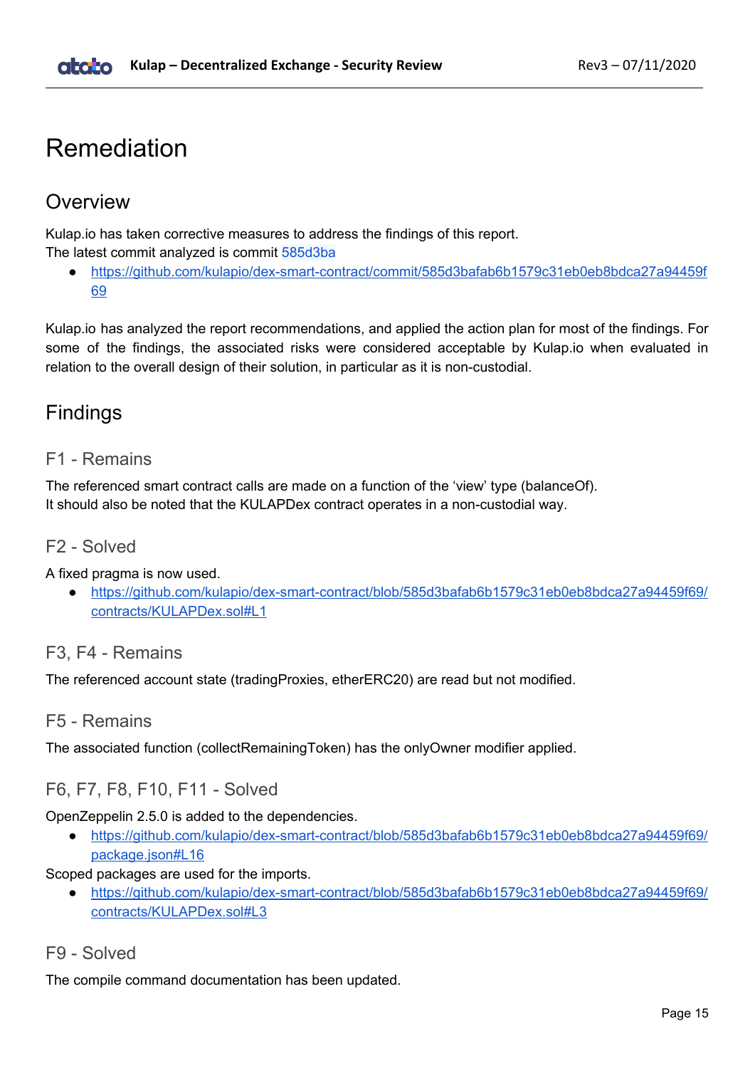# Remediation

## Overview

Kulap.io has taken corrective measures to address the findings of this report.
The latest commit analyzed is commit 585d3ba

- https://github.com/kulapio/dex-smart-contract/commit/585d3bafab6b1579c31eb0eb8bdca27a94459f69

Kulap.io has analyzed the report recommendations, and applied the action plan for most of the findings. For some of the findings, the associated risks were considered acceptable by Kulap.io when evaluated in relation to the overall design of their solution, in particular as it is non-custodial.

## Findings

### F1 - Remains

The referenced smart contract calls are made on a function of the 'view' type (balanceOf).
It should also be noted that the KULAPDex contract operates in a non-custodial way.

### F2 - Solved

A fixed pragma is now used.

- https://github.com/kulapio/dex-smart-contract/blob/585d3bafab6b1579c31eb0eb8bdca27a94459f69/contracts/KULAPDex.sol#L1

### F3, F4 - Remains

The referenced account state (tradingProxies, etherERC20) are read but not modified.

### F5 - Remains

The associated function (collectRemainingToken) has the onlyOwner modifier applied.

### F6, F7, F8, F10, F11 - Solved

OpenZeppelin 2.5.0 is added to the dependencies.

- https://github.com/kulapio/dex-smart-contract/blob/585d3bafab6b1579c31eb0eb8bdca27a94459f69/package.json#L16

Scoped packages are used for the imports.

- https://github.com/kulapio/dex-smart-contract/blob/585d3bafab6b1579c31eb0eb8bdca27a94459f69/contracts/KULAPDex.sol#L3

### F9 - Solved

The compile command documentation has been updated.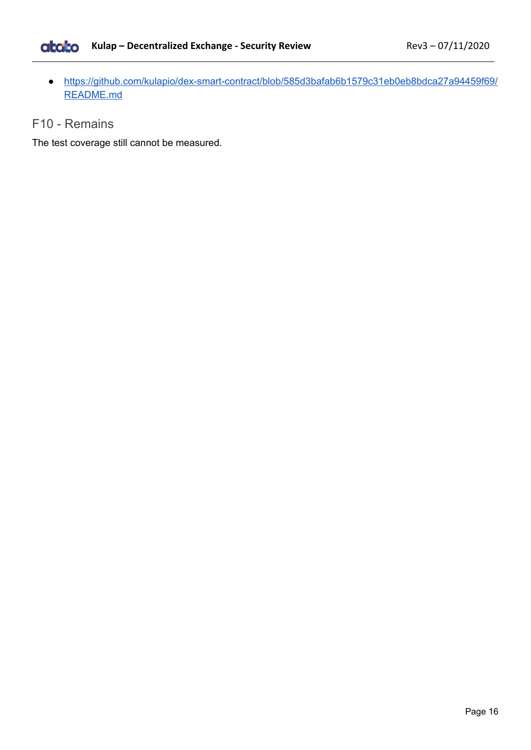- https://github.com/kulapio/dex-smart-contract/blob/585d3bafab6b1579c31eb0eb8bdca27a94459f69/README.md

## F10 - Remains

The test coverage still cannot be measured.